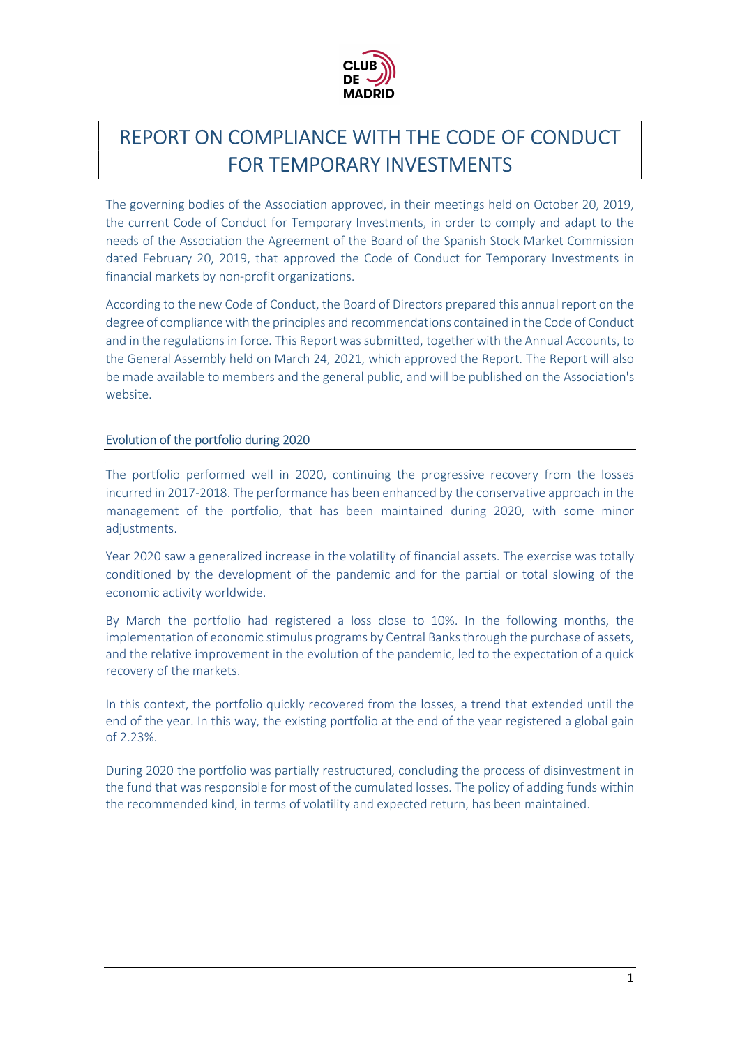# REPORT ON COMPLIANCE WITH THE CODE OF CONDUCT FOR TEMPORARY INVESTMENTS

The governing bodies of the Association approved, in their meetings held on October 20, 2019, the current Code of Conduct for Temporary Investments, in order to comply and adapt to the needs of the Association the Agreement of the Board of the Spanish Stock Market Commission dated February 20, 2019, that approved the Code of Conduct for Temporary Investments in financial markets by non-profit organizations.

According to the new Code of Conduct, the Board of Directors prepared this annual report on the degree of compliance with the principles and recommendations contained in the Code of Conduct and in the regulations in force. This Report was submitted, together with the Annual Accounts, to the General Assembly held on March 24, 2021, which approved the Report. The Report will also be made available to members and the general public, and will be published on the Association's website.

## Evolution of the portfolio during 2020

The portfolio performed well in 2020, continuing the progressive recovery from the losses incurred in 2017-2018. The performance has been enhanced by the conservative approach in the management of the portfolio, that has been maintained during 2020, with some minor adjustments.

Year 2020 saw a generalized increase in the volatility of financial assets. The exercise was totally conditioned by the development of the pandemic and for the partial or total slowing of the economic activity worldwide.

By March the portfolio had registered a loss close to 10%. In the following months, the implementation of economic stimulus programs by Central Banks through the purchase of assets, and the relative improvement in the evolution of the pandemic, led to the expectation of a quick recovery of the markets.

In this context, the portfolio quickly recovered from the losses, a trend that extended until the end of the year. In this way, the existing portfolio at the end of the year registered a global gain of 2.23%.

During 2020 the portfolio was partially restructured, concluding the process of disinvestment in the fund that was responsible for most of the cumulated losses. The policy of adding funds within the recommended kind, in terms of volatility and expected return, has been maintained.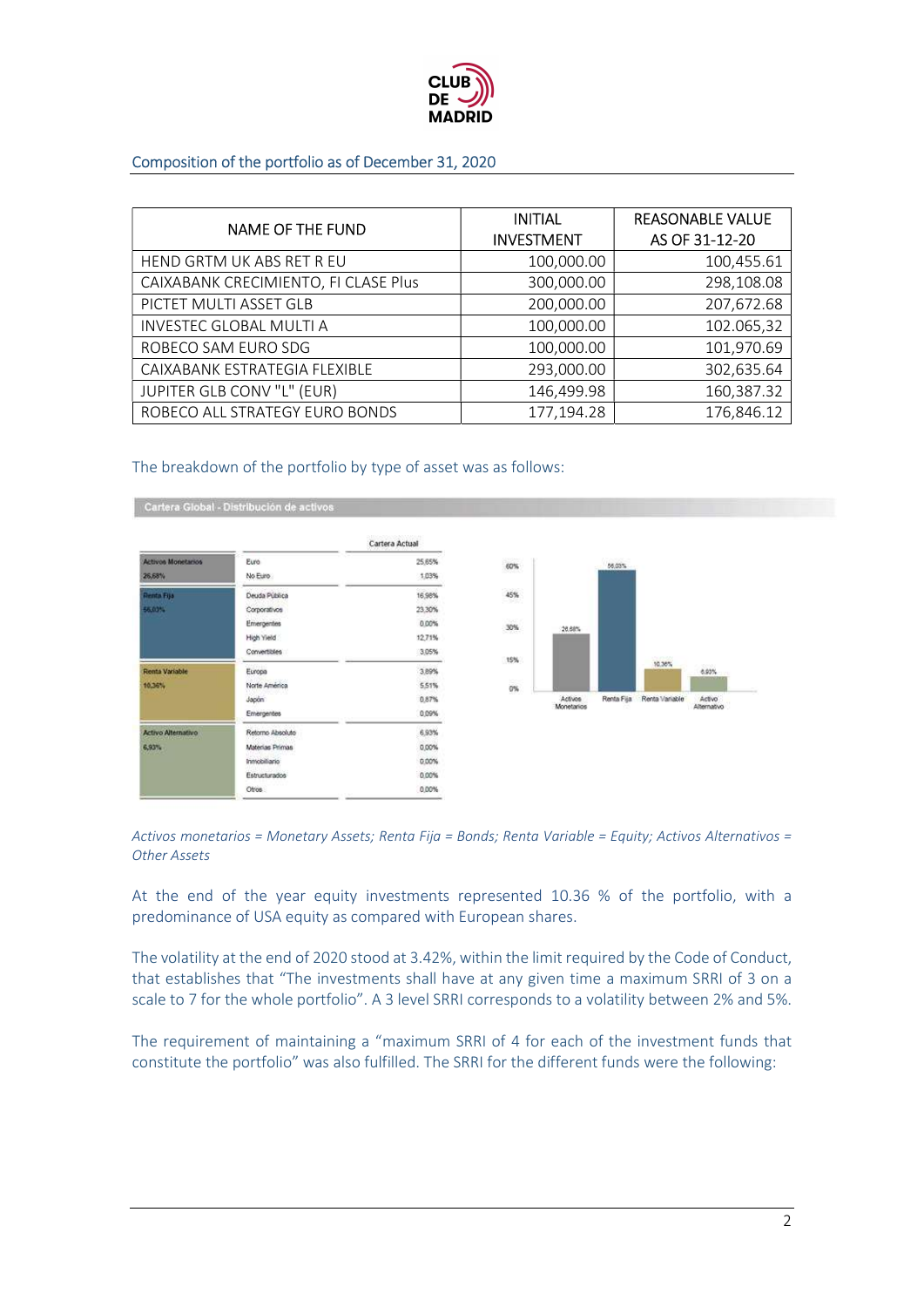## Composition of the portfolio as of December 31, 2020

| NAME OF THE FUND | INITIAL INVESTMENT | REASONABLE VALUE AS OF 31-12-20 |
|---|---|---|
| HEND GRTM UK ABS RET R EU | 100,000.00 | 100,455.61 |
| CAIXABANK CRECIMIENTO, FI CLASE Plus | 300,000.00 | 298,108.08 |
| PICTET MULTI ASSET GLB | 200,000.00 | 207,672.68 |
| INVESTEC GLOBAL MULTI A | 100,000.00 | 102.065,32 |
| ROBECO SAM EURO SDG | 100,000.00 | 101,970.69 |
| CAIXABANK ESTRATEGIA FLEXIBLE | 293,000.00 | 302,635.64 |
| JUPITER GLB CONV "L" (EUR) | 146,499.98 | 160,387.32 |
| ROBECO ALL STRATEGY EURO BONDS | 177,194.28 | 176,846.12 |

The breakdown of the portfolio by type of asset was as follows:

**Cartera Global - Distribución de activos**

| | | Cartera Actual |
|---|---|---|
| Activos Monetarios 26,68% | Euro | 25,65% |
| | No Euro | 1,03% |
| Renta Fija 56,03% | Deuda Pública | 16,98% |
| | Corporativos | 23,30% |
| | Emergentes | 0,00% |
| | High Yield | 12,71% |
| | Convertibles | 3,05% |
| Renta Variable 10,36% | Europa | 3,89% |
| | Norte América | 5,51% |
| | Japón | 0,87% |
| | Emergentes | 0,09% |
| Activo Alternativo 6,93% | Retorno Absoluto | 6,93% |
| | Materias Primas | 0,00% |
| | Inmobiliario | 0,00% |
| | Estructurados | 0,00% |
| | Otros | 0,00% |

*Activos monetarios = Monetary Assets; Renta Fija = Bonds; Renta Variable = Equity; Activos Alternativos = Other Assets*

At the end of the year equity investments represented 10.36 % of the portfolio, with a predominance of USA equity as compared with European shares.

The volatility at the end of 2020 stood at 3.42%, within the limit required by the Code of Conduct, that establishes that "The investments shall have at any given time a maximum SRRI of 3 on a scale to 7 for the whole portfolio". A 3 level SRRI corresponds to a volatility between 2% and 5%.

The requirement of maintaining a "maximum SRRI of 4 for each of the investment funds that constitute the portfolio" was also fulfilled. The SRRI for the different funds were the following: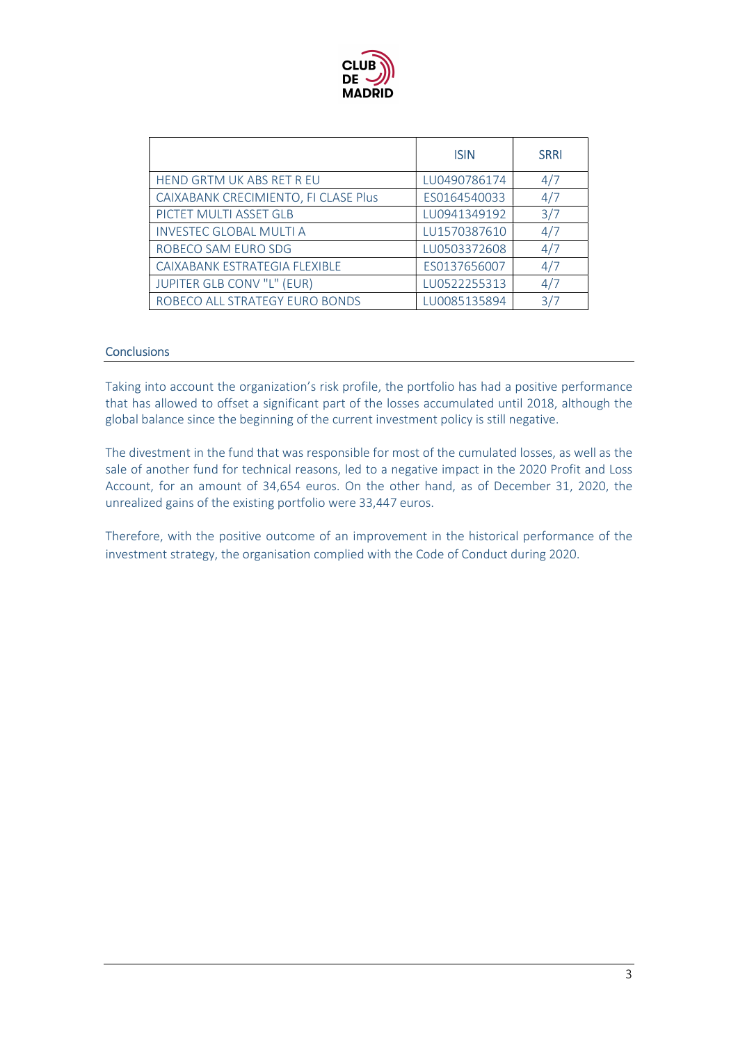| | ISIN | SRRI |
|---|---|---|
| HEND GRTM UK ABS RET R EU | LU0490786174 | 4/7 |
| CAIXABANK CRECIMIENTO, FI CLASE Plus | ES0164540033 | 4/7 |
| PICTET MULTI ASSET GLB | LU0941349192 | 3/7 |
| INVESTEC GLOBAL MULTI A | LU1570387610 | 4/7 |
| ROBECO SAM EURO SDG | LU0503372608 | 4/7 |
| CAIXABANK ESTRATEGIA FLEXIBLE | ES0137656007 | 4/7 |
| JUPITER GLB CONV "L" (EUR) | LU0522255313 | 4/7 |
| ROBECO ALL STRATEGY EURO BONDS | LU0085135894 | 3/7 |

## Conclusions

Taking into account the organization's risk profile, the portfolio has had a positive performance that has allowed to offset a significant part of the losses accumulated until 2018, although the global balance since the beginning of the current investment policy is still negative.

The divestment in the fund that was responsible for most of the cumulated losses, as well as the sale of another fund for technical reasons, led to a negative impact in the 2020 Profit and Loss Account, for an amount of 34,654 euros. On the other hand, as of December 31, 2020, the unrealized gains of the existing portfolio were 33,447 euros.

Therefore, with the positive outcome of an improvement in the historical performance of the investment strategy, the organisation complied with the Code of Conduct during 2020.